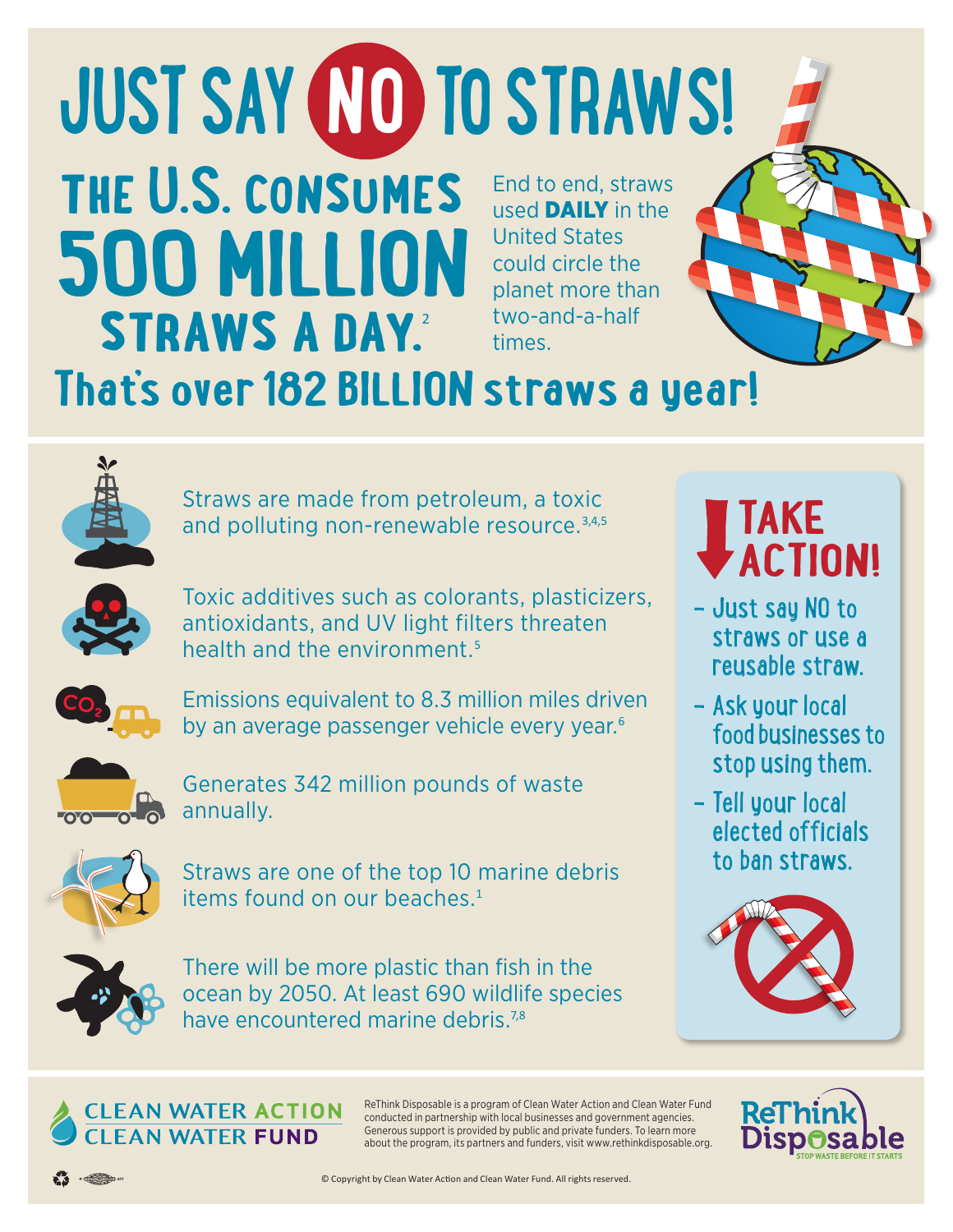# JUST SAY NO TO STRAWS!

## THE U.S. CONSUMES 500 MILLION STRAWS A DAY.[2]

End to end, straws used **DAILY** in the United States could circle the planet more than two-and-a-half times.

## That's over 182 BILLION straws a year!

Straws are made from petroleum, a toxic and polluting non-renewable resource.[3,4,5]

Toxic additives such as colorants, plasticizers, antioxidants, and UV light filters threaten health and the environment.[5]

Emissions equivalent to 8.3 million miles driven by an average passenger vehicle every year.[6]

Generates 342 million pounds of waste annually.

Straws are one of the top 10 marine debris items found on our beaches.[1]

There will be more plastic than fish in the ocean by 2050. At least 690 wildlife species have encountered marine debris.[7,8]

## TAKE ACTION!

- Just say NO to straws or use a reusable straw.
- Ask your local food businesses to stop using them.
- Tell your local elected officials to ban straws.

CLEAN WATER ACTION
CLEAN WATER FUND

ReThink Disposable is a program of Clean Water Action and Clean Water Fund conducted in partnership with local businesses and government agencies. Generous support is provided by public and private funders. To learn more about the program, its partners and funders, visit www.rethinkdisposable.org.

ReThink Disposable
STOP WASTE BEFORE IT STARTS

© Copyright by Clean Water Action and Clean Water Fund. All rights reserved.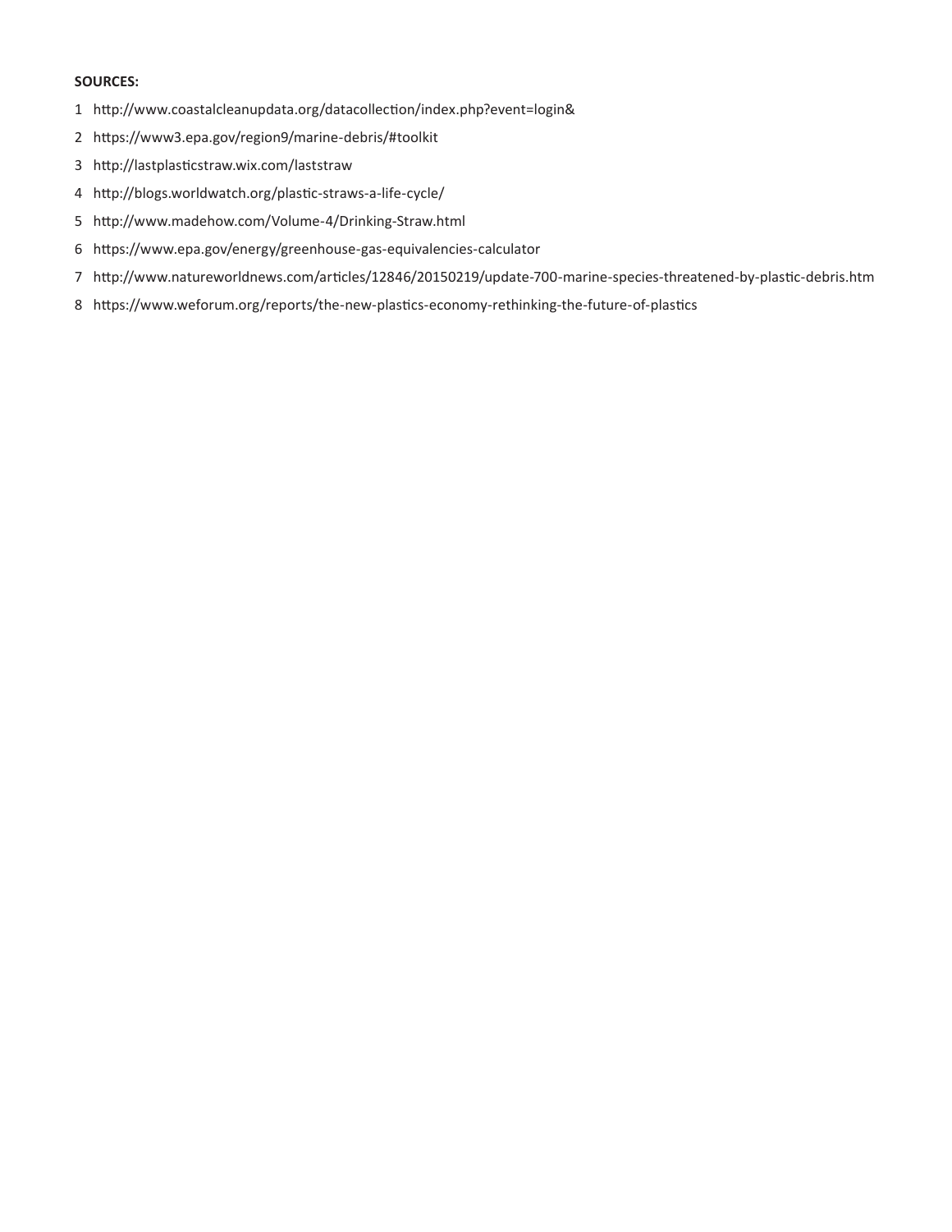**SOURCES:**

1 http://www.coastalcleanupdata.org/datacollection/index.php?event=login&

2 https://www3.epa.gov/region9/marine-debris/#toolkit

3 http://lastplasticstraw.wix.com/laststraw

4 http://blogs.worldwatch.org/plastic-straws-a-life-cycle/

5 http://www.madehow.com/Volume-4/Drinking-Straw.html

6 https://www.epa.gov/energy/greenhouse-gas-equivalencies-calculator

7 http://www.natureworldnews.com/articles/12846/20150219/update-700-marine-species-threatened-by-plastic-debris.htm

8 https://www.weforum.org/reports/the-new-plastics-economy-rethinking-the-future-of-plastics